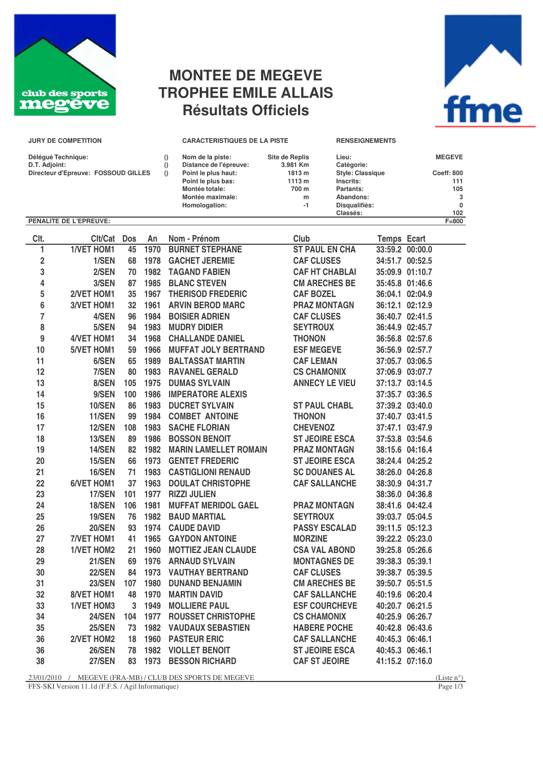# MONTEE DE MEGEVE
# TROPHEE EMILE ALLAIS
## Résultats Officiels

**JURY DE COMPETITION**

Délégué Technique: ()
D.T. Adjoint: ()
Directeur d'Epreuve: FOSSOUD GILLES ()

**CARACTERISTIQUES DE LA PISTE**

| | |
|---|---|
| Nom de la piste: | Site de Replis |
| Distance de l'épreuve: | 3.981 Km |
| Point le plus haut: | 1813 m |
| Point le plus bas: | 1113 m |
| Montée totale: | 700 m |
| Montée maximale: | m |
| Homologation: | -1 |

**RENSEIGNEMENTS**

| | |
|---|---|
| Lieu: | MEGEVE |
| Catégorie: | |
| Style: Classique | Coeff: 800 |
| Inscrits: | 111 |
| Partants: | 105 |
| Abandons: | 3 |
| Disqualifiés: | 0 |
| Classés: | 102 |

**PENALITE DE L'EPREUVE:** F=800

| Clt. | Clt/Cat | Dos | An | Nom - Prénom | Club | Temps | Ecart |
|---|---|---|---|---|---|---|---|
| 1 | 1/VET HOM1 | 45 | 1970 | BURNET STEPHANE | ST PAUL EN CHA | 33:59.2 | 00:00.0 |
| 2 | 1/SEN | 68 | 1978 | GACHET JEREMIE | CAF CLUSES | 34:51.7 | 00:52.5 |
| 3 | 2/SEN | 70 | 1982 | TAGAND FABIEN | CAF HT CHABLAI | 35:09.9 | 01:10.7 |
| 4 | 3/SEN | 87 | 1985 | BLANC STEVEN | CM ARECHES BE | 35:45.8 | 01:46.6 |
| 5 | 2/VET HOM1 | 35 | 1967 | THERISOD FREDERIC | CAF BOZEL | 36:04.1 | 02:04.9 |
| 6 | 3/VET HOM1 | 32 | 1961 | ARVIN BEROD MARC | PRAZ MONTAGN | 36:12.1 | 02:12.9 |
| 7 | 4/SEN | 96 | 1984 | BOISIER ADRIEN | CAF CLUSES | 36:40.7 | 02:41.5 |
| 8 | 5/SEN | 94 | 1983 | MUDRY DIDIER | SEYTROUX | 36:44.9 | 02:45.7 |
| 9 | 4/VET HOM1 | 34 | 1968 | CHALLANDE DANIEL | THONON | 36:56.8 | 02:57.6 |
| 10 | 5/VET HOM1 | 59 | 1966 | MUFFAT JOLY BERTRAND | ESF MEGEVE | 36:56.9 | 02:57.7 |
| 11 | 6/SEN | 65 | 1989 | BALTASSAT MARTIN | CAF LEMAN | 37:05.7 | 03:06.5 |
| 12 | 7/SEN | 80 | 1983 | RAVANEL GERALD | CS CHAMONIX | 37:06.9 | 03:07.7 |
| 13 | 8/SEN | 105 | 1975 | DUMAS SYLVAIN | ANNECY LE VIEU | 37:13.7 | 03:14.5 |
| 14 | 9/SEN | 100 | 1986 | IMPERATORE ALEXIS | | 37:35.7 | 03:36.5 |
| 15 | 10/SEN | 86 | 1983 | DUCRET SYLVAIN | ST PAUL CHABL | 37:39.2 | 03:40.0 |
| 16 | 11/SEN | 99 | 1984 | COMBET ANTOINE | THONON | 37:40.7 | 03:41.5 |
| 17 | 12/SEN | 108 | 1983 | SACHE FLORIAN | CHEVENOZ | 37:47.1 | 03:47.9 |
| 18 | 13/SEN | 89 | 1986 | BOSSON BENOIT | ST JEOIRE ESCA | 37:53.8 | 03:54.6 |
| 19 | 14/SEN | 82 | 1982 | MARIN LAMELLET ROMAIN | PRAZ MONTAGN | 38:15.6 | 04:16.4 |
| 20 | 15/SEN | 66 | 1973 | GENTET FREDERIC | ST JEOIRE ESCA | 38:24.4 | 04:25.2 |
| 21 | 16/SEN | 71 | 1983 | CASTIGLIONI RENAUD | SC DOUANES AL | 38:26.0 | 04:26.8 |
| 22 | 6/VET HOM1 | 37 | 1963 | DOULAT CHRISTOPHE | CAF SALLANCHE | 38:30.9 | 04:31.7 |
| 23 | 17/SEN | 101 | 1977 | RIZZI JULIEN | | 38:36.0 | 04:36.8 |
| 24 | 18/SEN | 106 | 1981 | MUFFAT MERIDOL GAEL | PRAZ MONTAGN | 38:41.6 | 04:42.4 |
| 25 | 19/SEN | 76 | 1982 | BAUD MARTIAL | SEYTROUX | 39:03.7 | 05:04.5 |
| 26 | 20/SEN | 93 | 1974 | CAUDE DAVID | PASSY ESCALAD | 39:11.5 | 05:12.3 |
| 27 | 7/VET HOM1 | 41 | 1965 | GAYDON ANTOINE | MORZINE | 39:22.2 | 05:23.0 |
| 28 | 1/VET HOM2 | 21 | 1960 | MOTTIEZ JEAN CLAUDE | CSA VAL ABOND | 39:25.8 | 05:26.6 |
| 29 | 21/SEN | 69 | 1976 | ARNAUD SYLVAIN | MONTAGNES DE | 39:38.3 | 05:39.1 |
| 30 | 22/SEN | 84 | 1973 | VAUTHAY BERTRAND | CAF CLUSES | 39:38.7 | 05:39.5 |
| 31 | 23/SEN | 107 | 1980 | DUNAND BENJAMIN | CM ARECHES BE | 39:50.7 | 05:51.5 |
| 32 | 8/VET HOM1 | 48 | 1970 | MARTIN DAVID | CAF SALLANCHE | 40:19.6 | 06:20.4 |
| 33 | 1/VET HOM3 | 3 | 1949 | MOLLIERE PAUL | ESF COURCHEVE | 40:20.7 | 06:21.5 |
| 34 | 24/SEN | 104 | 1977 | ROUSSET CHRISTOPHE | CS CHAMONIX | 40:25.9 | 06:26.7 |
| 35 | 25/SEN | 73 | 1982 | VAUDAUX SEBASTIEN | HABERE POCHE | 40:42.8 | 06:43.6 |
| 36 | 2/VET HOM2 | 18 | 1960 | PASTEUR ERIC | CAF SALLANCHE | 40:45.3 | 06:46.1 |
| 36 | 26/SEN | 78 | 1982 | VIOLLET BENOIT | ST JEOIRE ESCA | 40:45.3 | 06:46.1 |
| 38 | 27/SEN | 83 | 1973 | BESSON RICHARD | CAF ST JEOIRE | 41:15.2 | 07:16.0 |

23/01/2010 / MEGEVE (FRA-MB) / CLUB DES SPORTS DE MEGEVE (Liste n°)
FFS-SKI Version 11.1d (F.F.S. / Agil Informatique)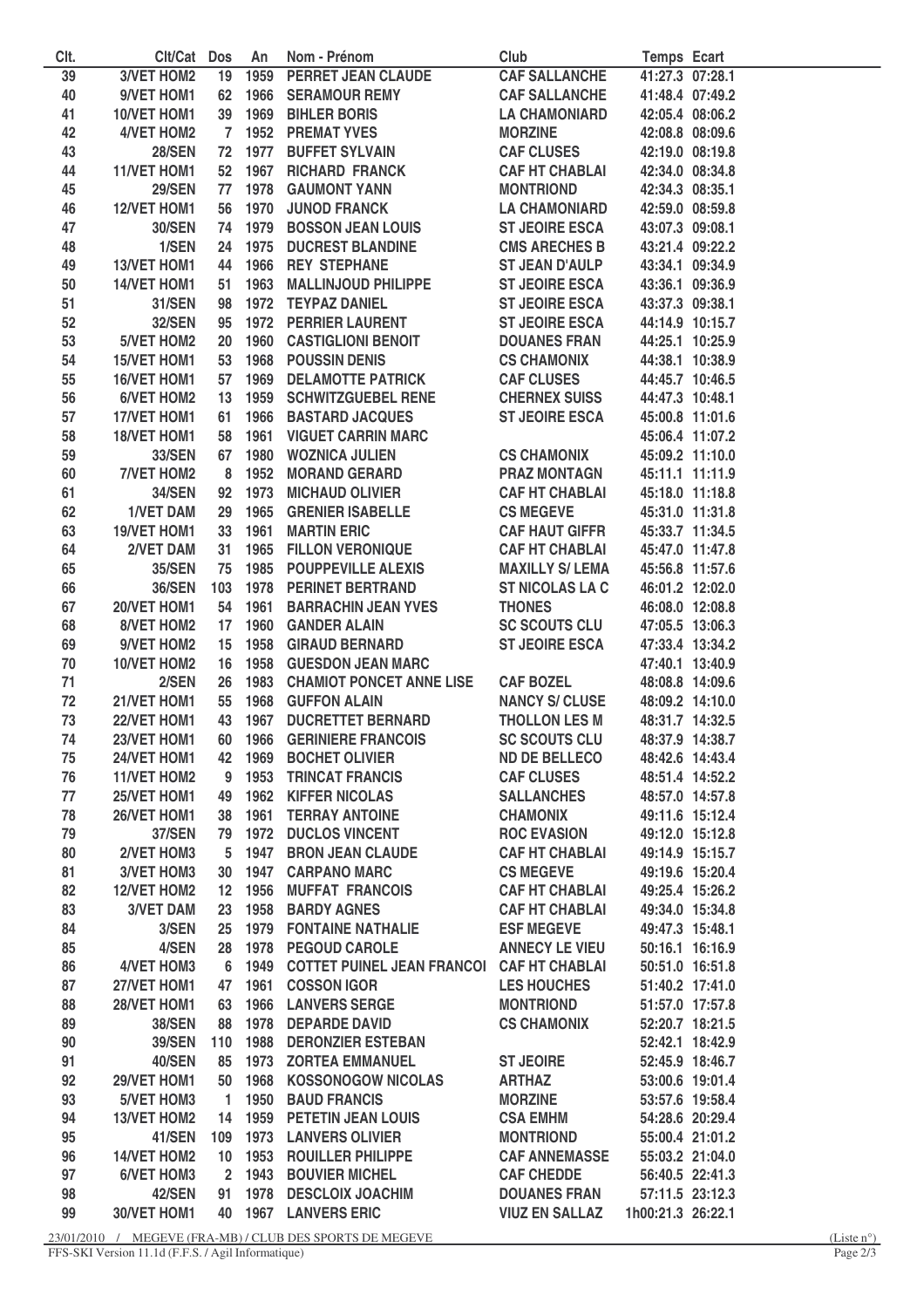| Clt. | Clt/Cat | Dos | An | Nom - Prénom | Club | Temps | Ecart |
|---|---|---|---|---|---|---|---|
| 39 | 3/VET HOM2 | 19 | 1959 | PERRET JEAN CLAUDE | CAF SALLANCHE | 41:27.3 | 07:28.1 |
| 40 | 9/VET HOM1 | 62 | 1966 | SERAMOUR REMY | CAF SALLANCHE | 41:48.4 | 07:49.2 |
| 41 | 10/VET HOM1 | 39 | 1969 | BIHLER BORIS | LA CHAMONIARD | 42:05.4 | 08:06.2 |
| 42 | 4/VET HOM2 | 7 | 1952 | PREMAT YVES | MORZINE | 42:08.8 | 08:09.6 |
| 43 | 28/SEN | 72 | 1977 | BUFFET SYLVAIN | CAF CLUSES | 42:19.0 | 08:19.8 |
| 44 | 11/VET HOM1 | 52 | 1967 | RICHARD FRANCK | CAF HT CHABLAI | 42:34.0 | 08:34.8 |
| 45 | 29/SEN | 77 | 1978 | GAUMONT YANN | MONTRIOND | 42:34.3 | 08:35.1 |
| 46 | 12/VET HOM1 | 56 | 1970 | JUNOD FRANCK | LA CHAMONIARD | 42:59.0 | 08:59.8 |
| 47 | 30/SEN | 74 | 1979 | BOSSON JEAN LOUIS | ST JEOIRE ESCA | 43:07.3 | 09:08.1 |
| 48 | 1/SEN | 24 | 1975 | DUCREST BLANDINE | CMS ARECHES B | 43:21.4 | 09:22.2 |
| 49 | 13/VET HOM1 | 44 | 1966 | REY STEPHANE | ST JEAN D'AULP | 43:34.1 | 09:34.9 |
| 50 | 14/VET HOM1 | 51 | 1963 | MALLINJOUD PHILIPPE | ST JEOIRE ESCA | 43:36.1 | 09:36.9 |
| 51 | 31/SEN | 98 | 1972 | TEYPAZ DANIEL | ST JEOIRE ESCA | 43:37.3 | 09:38.1 |
| 52 | 32/SEN | 95 | 1972 | PERRIER LAURENT | ST JEOIRE ESCA | 44:14.9 | 10:15.7 |
| 53 | 5/VET HOM2 | 20 | 1960 | CASTIGLIONI BENOIT | DOUANES FRAN | 44:25.1 | 10:25.9 |
| 54 | 15/VET HOM1 | 53 | 1968 | POUSSIN DENIS | CS CHAMONIX | 44:38.1 | 10:38.9 |
| 55 | 16/VET HOM1 | 57 | 1969 | DELAMOTTE PATRICK | CAF CLUSES | 44:45.7 | 10:46.5 |
| 56 | 6/VET HOM2 | 13 | 1959 | SCHWITZGUEBEL RENE | CHERNEX SUISS | 44:47.3 | 10:48.1 |
| 57 | 17/VET HOM1 | 61 | 1966 | BASTARD JACQUES | ST JEOIRE ESCA | 45:00.8 | 11:01.6 |
| 58 | 18/VET HOM1 | 58 | 1961 | VIGUET CARRIN MARC | | 45:06.4 | 11:07.2 |
| 59 | 33/SEN | 67 | 1980 | WOZNICA JULIEN | CS CHAMONIX | 45:09.2 | 11:10.0 |
| 60 | 7/VET HOM2 | 8 | 1952 | MORAND GERARD | PRAZ MONTAGN | 45:11.1 | 11:11.9 |
| 61 | 34/SEN | 92 | 1973 | MICHAUD OLIVIER | CAF HT CHABLAI | 45:18.0 | 11:18.8 |
| 62 | 1/VET DAM | 29 | 1965 | GRENIER ISABELLE | CS MEGEVE | 45:31.0 | 11:31.8 |
| 63 | 19/VET HOM1 | 33 | 1961 | MARTIN ERIC | CAF HAUT GIFFR | 45:33.7 | 11:34.5 |
| 64 | 2/VET DAM | 31 | 1965 | FILLON VERONIQUE | CAF HT CHABLAI | 45:47.0 | 11:47.8 |
| 65 | 35/SEN | 75 | 1985 | POUPPEVILLE ALEXIS | MAXILLY S/ LEMA | 45:56.8 | 11:57.6 |
| 66 | 36/SEN | 103 | 1978 | PERINET BERTRAND | ST NICOLAS LA C | 46:01.2 | 12:02.0 |
| 67 | 20/VET HOM1 | 54 | 1961 | BARRACHIN JEAN YVES | THONES | 46:08.0 | 12:08.8 |
| 68 | 8/VET HOM2 | 17 | 1960 | GANDER ALAIN | SC SCOUTS CLU | 47:05.5 | 13:06.3 |
| 69 | 9/VET HOM2 | 15 | 1958 | GIRAUD BERNARD | ST JEOIRE ESCA | 47:33.4 | 13:34.2 |
| 70 | 10/VET HOM2 | 16 | 1958 | GUESDON JEAN MARC | | 47:40.1 | 13:40.9 |
| 71 | 2/SEN | 26 | 1983 | CHAMIOT PONCET ANNE LISE | CAF BOZEL | 48:08.8 | 14:09.6 |
| 72 | 21/VET HOM1 | 55 | 1968 | GUFFON ALAIN | NANCY S/ CLUSE | 48:09.2 | 14:10.0 |
| 73 | 22/VET HOM1 | 43 | 1967 | DUCRETTET BERNARD | THOLLON LES M | 48:31.7 | 14:32.5 |
| 74 | 23/VET HOM1 | 60 | 1966 | GERINIERE FRANCOIS | SC SCOUTS CLU | 48:37.9 | 14:38.7 |
| 75 | 24/VET HOM1 | 42 | 1969 | BOCHET OLIVIER | ND DE BELLECO | 48:42.6 | 14:43.4 |
| 76 | 11/VET HOM2 | 9 | 1953 | TRINCAT FRANCIS | CAF CLUSES | 48:51.4 | 14:52.2 |
| 77 | 25/VET HOM1 | 49 | 1962 | KIFFER NICOLAS | SALLANCHES | 48:57.0 | 14:57.8 |
| 78 | 26/VET HOM1 | 38 | 1961 | TERRAY ANTOINE | CHAMONIX | 49:11.6 | 15:12.4 |
| 79 | 37/SEN | 79 | 1972 | DUCLOS VINCENT | ROC EVASION | 49:12.0 | 15:12.8 |
| 80 | 2/VET HOM3 | 5 | 1947 | BRON JEAN CLAUDE | CAF HT CHABLAI | 49:14.9 | 15:15.7 |
| 81 | 3/VET HOM3 | 30 | 1947 | CARPANO MARC | CS MEGEVE | 49:19.6 | 15:20.4 |
| 82 | 12/VET HOM2 | 12 | 1956 | MUFFAT FRANCOIS | CAF HT CHABLAI | 49:25.4 | 15:26.2 |
| 83 | 3/VET DAM | 23 | 1958 | BARDY AGNES | CAF HT CHABLAI | 49:34.0 | 15:34.8 |
| 84 | 3/SEN | 25 | 1979 | FONTAINE NATHALIE | ESF MEGEVE | 49:47.3 | 15:48.1 |
| 85 | 4/SEN | 28 | 1978 | PEGOUD CAROLE | ANNECY LE VIEU | 50:16.1 | 16:16.9 |
| 86 | 4/VET HOM3 | 6 | 1949 | COTTET PUINEL JEAN FRANCOI | CAF HT CHABLAI | 50:51.0 | 16:51.8 |
| 87 | 27/VET HOM1 | 47 | 1961 | COSSON IGOR | LES HOUCHES | 51:40.2 | 17:41.0 |
| 88 | 28/VET HOM1 | 63 | 1966 | LANVERS SERGE | MONTRIOND | 51:57.0 | 17:57.8 |
| 89 | 38/SEN | 88 | 1978 | DEPARDE DAVID | CS CHAMONIX | 52:20.7 | 18:21.5 |
| 90 | 39/SEN | 110 | 1988 | DERONZIER ESTEBAN | | 52:42.1 | 18:42.9 |
| 91 | 40/SEN | 85 | 1973 | ZORTEA EMMANUEL | ST JEOIRE | 52:45.9 | 18:46.7 |
| 92 | 29/VET HOM1 | 50 | 1968 | KOSSONOGOW NICOLAS | ARTHAZ | 53:00.6 | 19:01.4 |
| 93 | 5/VET HOM3 | 1 | 1950 | BAUD FRANCIS | MORZINE | 53:57.6 | 19:58.4 |
| 94 | 13/VET HOM2 | 14 | 1959 | PETETIN JEAN LOUIS | CSA EMHM | 54:28.6 | 20:29.4 |
| 95 | 41/SEN | 109 | 1973 | LANVERS OLIVIER | MONTRIOND | 55:00.4 | 21:01.2 |
| 96 | 14/VET HOM2 | 10 | 1953 | ROUILLER PHILIPPE | CAF ANNEMASSE | 55:03.2 | 21:04.0 |
| 97 | 6/VET HOM3 | 2 | 1943 | BOUVIER MICHEL | CAF CHEDDE | 56:40.5 | 22:41.3 |
| 98 | 42/SEN | 91 | 1978 | DESCLOIX JOACHIM | DOUANES FRAN | 57:11.5 | 23:12.3 |
| 99 | 30/VET HOM1 | 40 | 1967 | LANVERS ERIC | VIUZ EN SALLAZ | 1h00:21.3 | 26:22.1 |

23/01/2010 / MEGEVE (FRA-MB) / CLUB DES SPORTS DE MEGEVE (Liste n°)

FFS-SKI Version 11.1d (F.F.S. / Agil Informatique)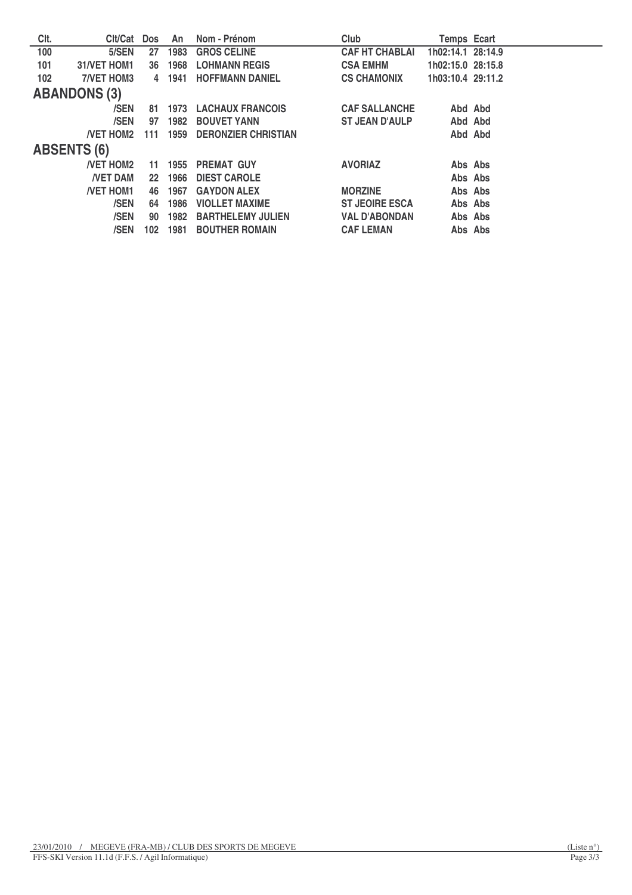| Clt. | Clt/Cat | Dos | An | Nom - Prénom | Club | Temps | Ecart |
|---|---|---|---|---|---|---|---|
| 100 | 5/SEN | 27 | 1983 | GROS CELINE | CAF HT CHABLAI | 1h02:14.1 | 28:14.9 |
| 101 | 31/VET HOM1 | 36 | 1968 | LOHMANN REGIS | CSA EMHM | 1h02:15.0 | 28:15.8 |
| 102 | 7/VET HOM3 | 4 | 1941 | HOFFMANN DANIEL | CS CHAMONIX | 1h03:10.4 | 29:11.2 |

## ABANDONS (3)

| Clt/Cat | Dos | An | Nom - Prénom | Club | Temps | Ecart |
|---|---|---|---|---|---|---|
| /SEN | 81 | 1973 | LACHAUX FRANCOIS | CAF SALLANCHE | Abd | Abd |
| /SEN | 97 | 1982 | BOUVET YANN | ST JEAN D'AULP | Abd | Abd |
| /VET HOM2 | 111 | 1959 | DERONZIER CHRISTIAN | | Abd | Abd |

## ABSENTS (6)

| Clt/Cat | Dos | An | Nom - Prénom | Club | Temps | Ecart |
|---|---|---|---|---|---|---|
| /VET HOM2 | 11 | 1955 | PREMAT GUY | AVORIAZ | Abs | Abs |
| /VET DAM | 22 | 1966 | DIEST CAROLE | | Abs | Abs |
| /VET HOM1 | 46 | 1967 | GAYDON ALEX | MORZINE | Abs | Abs |
| /SEN | 64 | 1986 | VIOLLET MAXIME | ST JEOIRE ESCA | Abs | Abs |
| /SEN | 90 | 1982 | BARTHELEMY JULIEN | VAL D'ABONDAN | Abs | Abs |
| /SEN | 102 | 1981 | BOUTHER ROMAIN | CAF LEMAN | Abs | Abs |